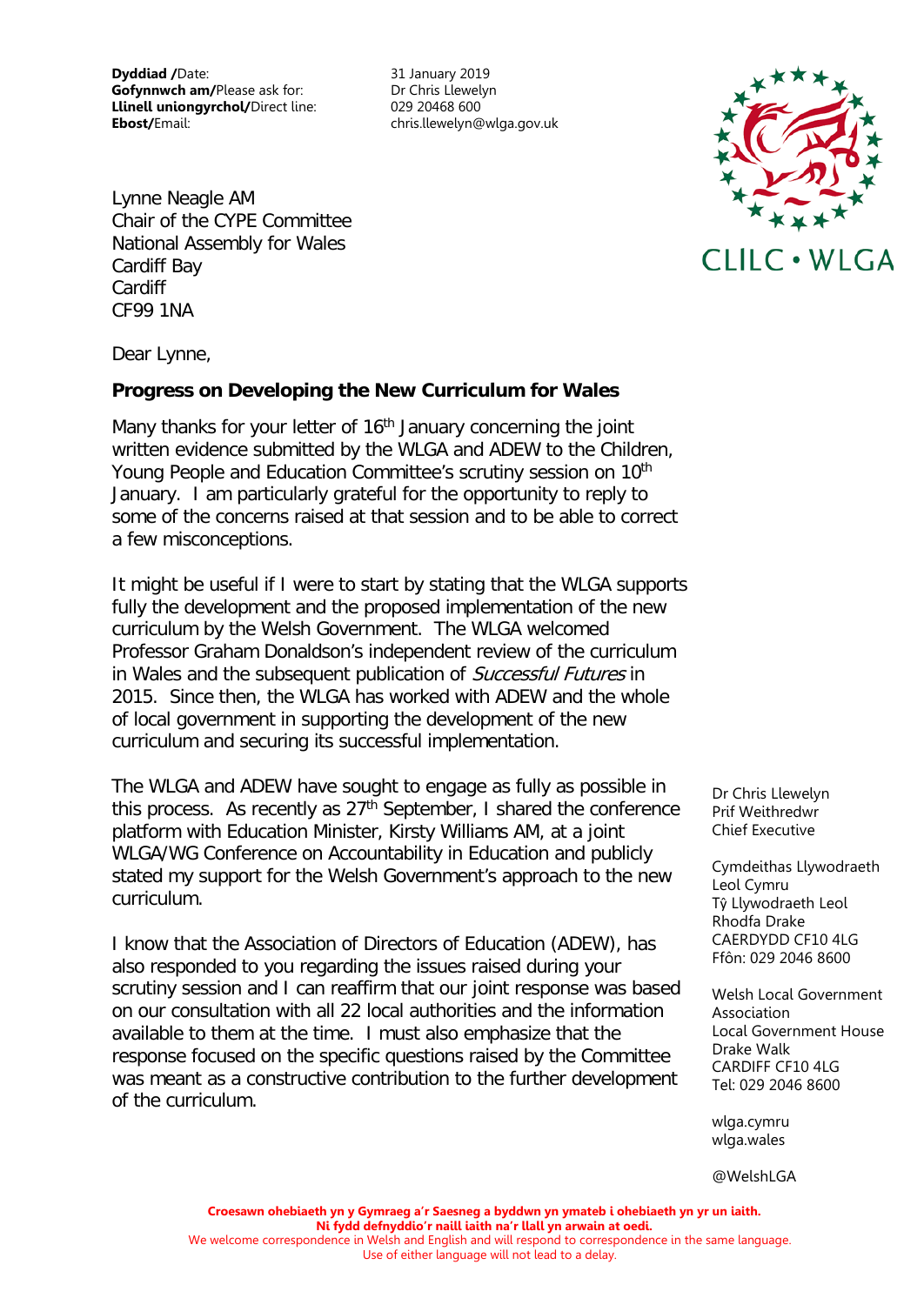**Dyddiad /**Date: 31 January 2019
**Gofynnwch am/**Please ask for: Dr Chris Llewelyn
**Llinell uniongyrchol/**Direct line: 029 20468 600
**Ebost/**Email: chris.llewelyn@wlga.gov.uk

CLlLC • WLGA

Lynne Neagle AM
Chair of the CYPE Committee
National Assembly for Wales
Cardiff Bay
Cardiff
CF99 1NA

Dear Lynne,

**Progress on Developing the New Curriculum for Wales**

Many thanks for your letter of 16th January concerning the joint written evidence submitted by the WLGA and ADEW to the Children, Young People and Education Committee's scrutiny session on 10th January. I am particularly grateful for the opportunity to reply to some of the concerns raised at that session and to be able to correct a few misconceptions.

It might be useful if I were to start by stating that the WLGA supports fully the development and the proposed implementation of the new curriculum by the Welsh Government. The WLGA welcomed Professor Graham Donaldson's independent review of the curriculum in Wales and the subsequent publication of *Successful Futures* in 2015. Since then, the WLGA has worked with ADEW and the whole of local government in supporting the development of the new curriculum and securing its successful implementation.

The WLGA and ADEW have sought to engage as fully as possible in this process. As recently as 27th September, I shared the conference platform with Education Minister, Kirsty Williams AM, at a joint WLGA/WG Conference on Accountability in Education and publicly stated my support for the Welsh Government's approach to the new curriculum.

I know that the Association of Directors of Education (ADEW), has also responded to you regarding the issues raised during your scrutiny session and I can reaffirm that our joint response was based on our consultation with all 22 local authorities and the information available to them at the time. I must also emphasize that the response focused on the specific questions raised by the Committee was meant as a constructive contribution to the further development of the curriculum.

Dr Chris Llewelyn
Prif Weithredwr
Chief Executive

Cymdeithas Llywodraeth Leol Cymru
Tŷ Llywodraeth Leol
Rhodfa Drake
CAERDYDD CF10 4LG
Ffôn: 029 2046 8600

Welsh Local Government Association
Local Government House
Drake Walk
CARDIFF CF10 4LG
Tel: 029 2046 8600

wlga.cymru
wlga.wales

@WelshLGA

**Croesawn ohebiaeth yn y Gymraeg a'r Saesneg a byddwn yn ymateb i ohebiaeth yn yr un iaith.**
**Ni fydd defnyddio'r naill iaith na'r llall yn arwain at oedi.**
We welcome correspondence in Welsh and English and will respond to correspondence in the same language.
Use of either language will not lead to a delay.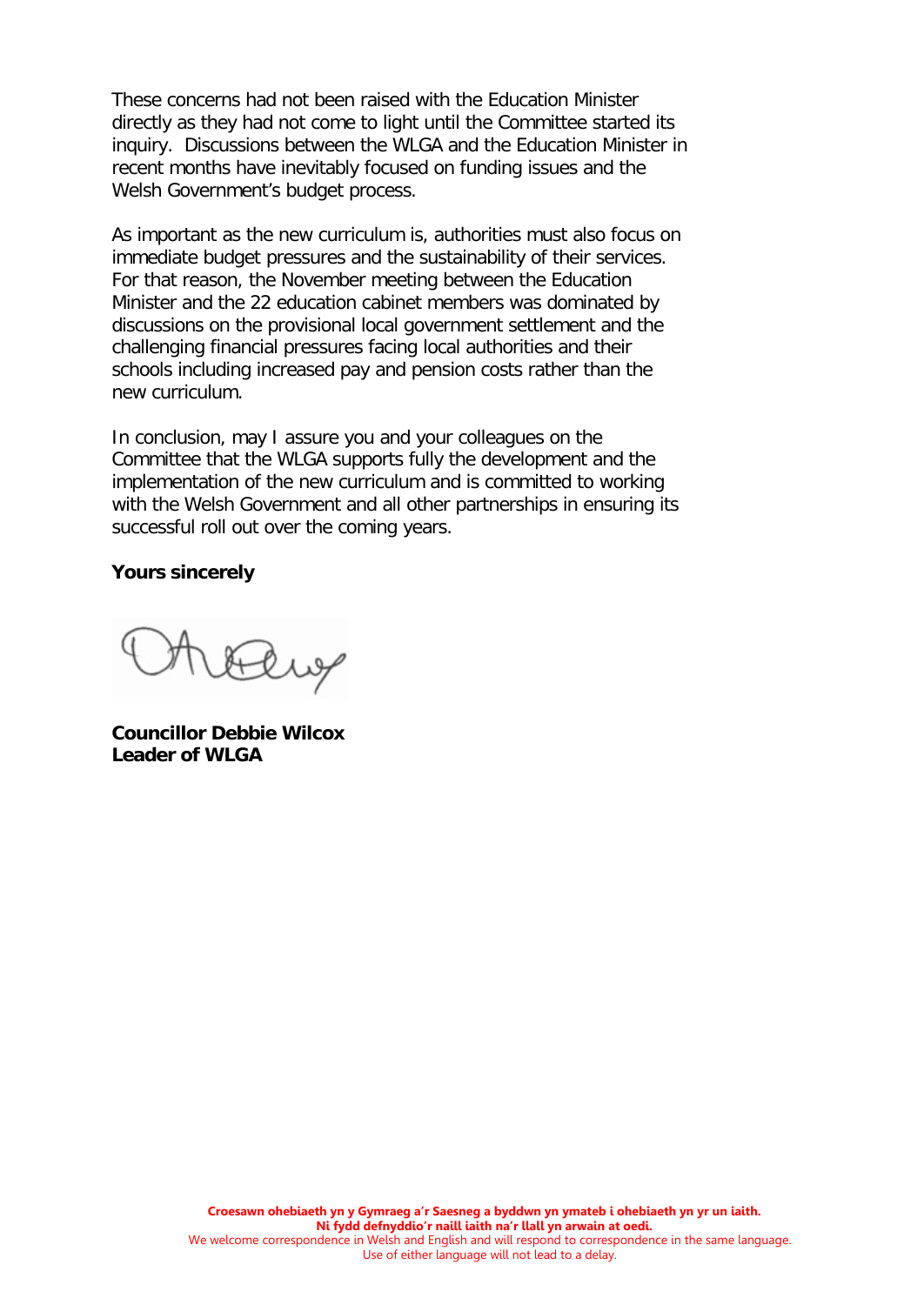These concerns had not been raised with the Education Minister directly as they had not come to light until the Committee started its inquiry. Discussions between the WLGA and the Education Minister in recent months have inevitably focused on funding issues and the Welsh Government's budget process.

As important as the new curriculum is, authorities must also focus on immediate budget pressures and the sustainability of their services. For that reason, the November meeting between the Education Minister and the 22 education cabinet members was dominated by discussions on the provisional local government settlement and the challenging financial pressures facing local authorities and their schools including increased pay and pension costs rather than the new curriculum.

In conclusion, may I assure you and your colleagues on the Committee that the WLGA supports fully the development and the implementation of the new curriculum and is committed to working with the Welsh Government and all other partnerships in ensuring its successful roll out over the coming years.

**Yours sincerely**

**Councillor Debbie Wilcox**
**Leader of WLGA**

**Croesawn ohebiaeth yn y Gymraeg a'r Saesneg a byddwn yn ymateb i ohebiaeth yn yr un iaith.**
**Ni fydd defnyddio'r naill iaith na'r llall yn arwain at oedi.**
We welcome correspondence in Welsh and English and will respond to correspondence in the same language.
Use of either language will not lead to a delay.